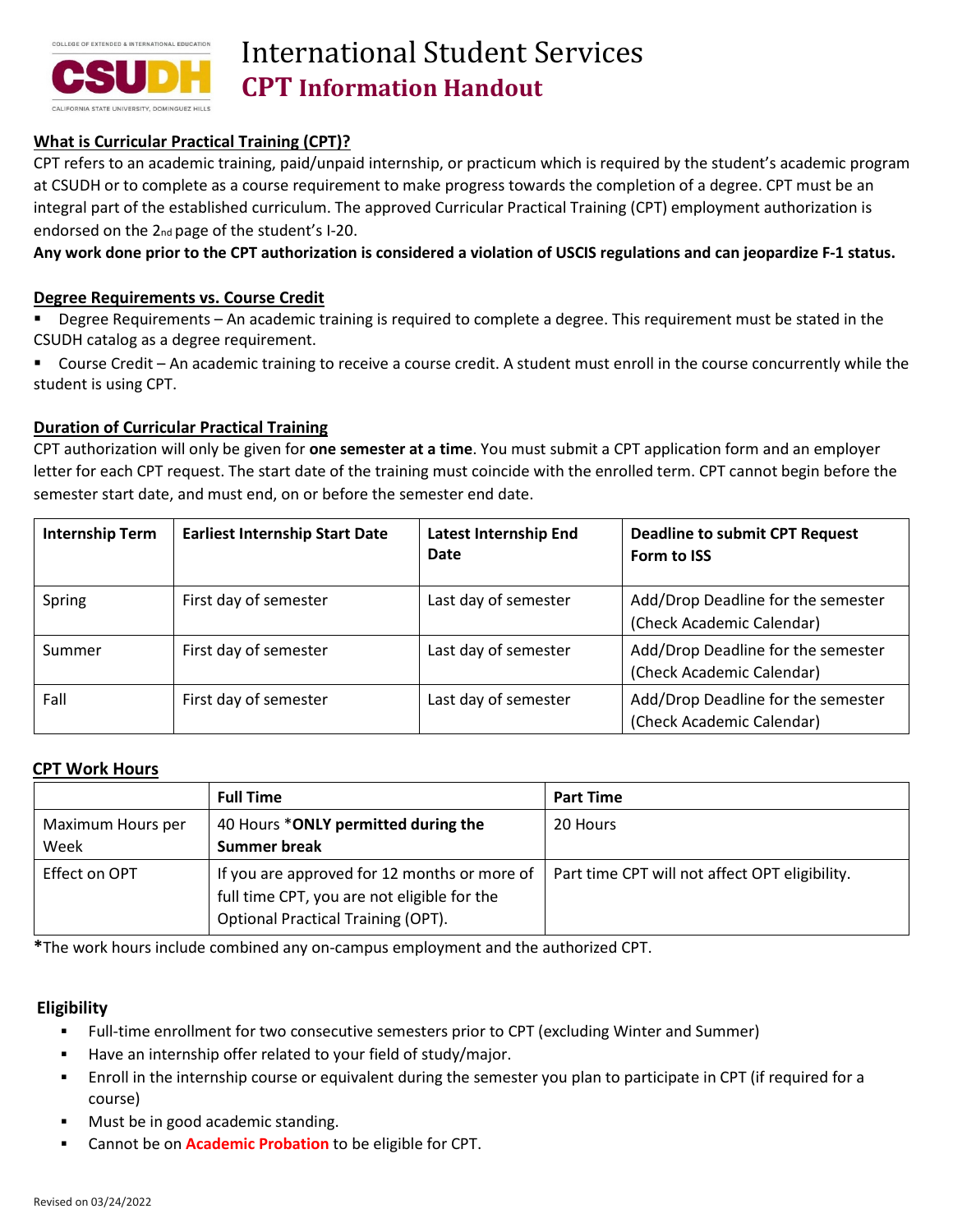# International Student Services

## CPT Information Handout

### What is Curricular Practical Training (CPT)?

CPT refers to an academic training, paid/unpaid internship, or practicum which is required by the student's academic program at CSUDH or to complete as a course requirement to make progress towards the completion of a degree. CPT must be an integral part of the established curriculum. The approved Curricular Practical Training (CPT) employment authorization is endorsed on the 2nd page of the student's I-20.

**Any work done prior to the CPT authorization is considered a violation of USCIS regulations and can jeopardize F-1 status.**

### Degree Requirements vs. Course Credit

- Degree Requirements – An academic training is required to complete a degree. This requirement must be stated in the CSUDH catalog as a degree requirement.
- Course Credit – An academic training to receive a course credit. A student must enroll in the course concurrently while the student is using CPT.

### Duration of Curricular Practical Training

CPT authorization will only be given for **one semester at a time**. You must submit a CPT application form and an employer letter for each CPT request. The start date of the training must coincide with the enrolled term. CPT cannot begin before the semester start date, and must end, on or before the semester end date.

| Internship Term | Earliest Internship Start Date | Latest Internship End Date | Deadline to submit CPT Request Form to ISS |
|---|---|---|---|
| Spring | First day of semester | Last day of semester | Add/Drop Deadline for the semester (Check Academic Calendar) |
| Summer | First day of semester | Last day of semester | Add/Drop Deadline for the semester (Check Academic Calendar) |
| Fall | First day of semester | Last day of semester | Add/Drop Deadline for the semester (Check Academic Calendar) |

### CPT Work Hours

| | Full Time | Part Time |
|---|---|---|
| Maximum Hours per Week | 40 Hours ***ONLY permitted during the Summer break** | 20 Hours |
| Effect on OPT | If you are approved for 12 months or more of full time CPT, you are not eligible for the Optional Practical Training (OPT). | Part time CPT will not affect OPT eligibility. |

***The work hours include combined any on-campus employment and the authorized CPT.

### Eligibility

- Full-time enrollment for two consecutive semesters prior to CPT (excluding Winter and Summer)
- Have an internship offer related to your field of study/major.
- Enroll in the internship course or equivalent during the semester you plan to participate in CPT (if required for a course)
- Must be in good academic standing.
- Cannot be on **Academic Probation** to be eligible for CPT.

Revised on 03/24/2022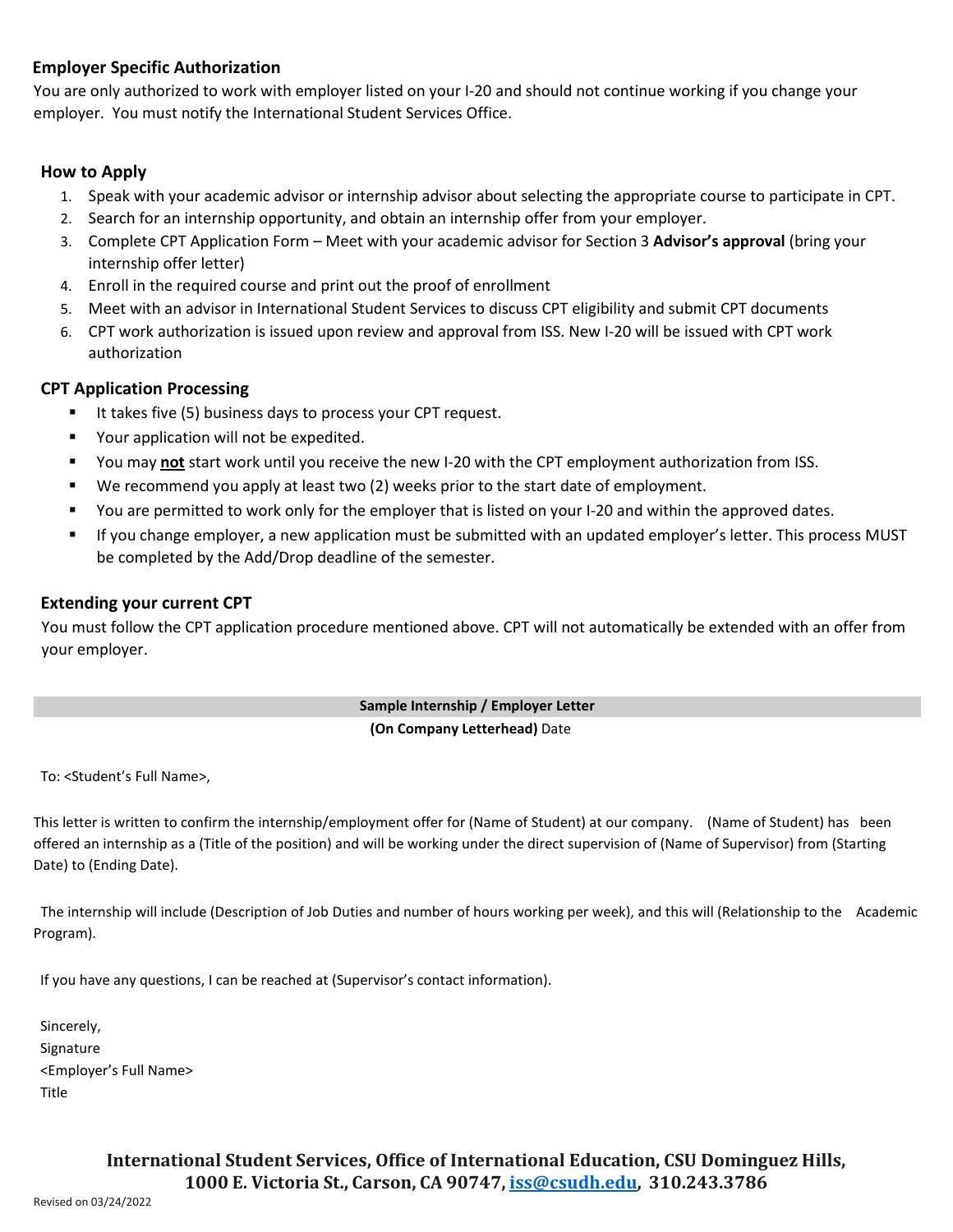## Employer Specific Authorization

You are only authorized to work with employer listed on your I-20 and should not continue working if you change your employer. You must notify the International Student Services Office.

## How to Apply

1. Speak with your academic advisor or internship advisor about selecting the appropriate course to participate in CPT.
2. Search for an internship opportunity, and obtain an internship offer from your employer.
3. Complete CPT Application Form – Meet with your academic advisor for Section 3 **Advisor's approval** (bring your internship offer letter)
4. Enroll in the required course and print out the proof of enrollment
5. Meet with an advisor in International Student Services to discuss CPT eligibility and submit CPT documents
6. CPT work authorization is issued upon review and approval from ISS. New I-20 will be issued with CPT work authorization

## CPT Application Processing

- It takes five (5) business days to process your CPT request.
- Your application will not be expedited.
- You may **not** start work until you receive the new I-20 with the CPT employment authorization from ISS.
- We recommend you apply at least two (2) weeks prior to the start date of employment.
- You are permitted to work only for the employer that is listed on your I-20 and within the approved dates.
- If you change employer, a new application must be submitted with an updated employer's letter. This process MUST be completed by the Add/Drop deadline of the semester.

## Extending your current CPT

You must follow the CPT application procedure mentioned above. CPT will not automatically be extended with an offer from your employer.

**Sample Internship / Employer Letter**

**(On Company Letterhead)** Date

To: <Student's Full Name>,

This letter is written to confirm the internship/employment offer for (Name of Student) at our company. (Name of Student) has been offered an internship as a (Title of the position) and will be working under the direct supervision of (Name of Supervisor) from (Starting Date) to (Ending Date).

The internship will include (Description of Job Duties and number of hours working per week), and this will (Relationship to the Academic Program).

If you have any questions, I can be reached at (Supervisor's contact information).

Sincerely,
Signature
<Employer's Full Name>
Title

**International Student Services, Office of International Education, CSU Dominguez Hills, 1000 E. Victoria St., Carson, CA 90747, iss@csudh.edu, 310.243.3786**

Revised on 03/24/2022